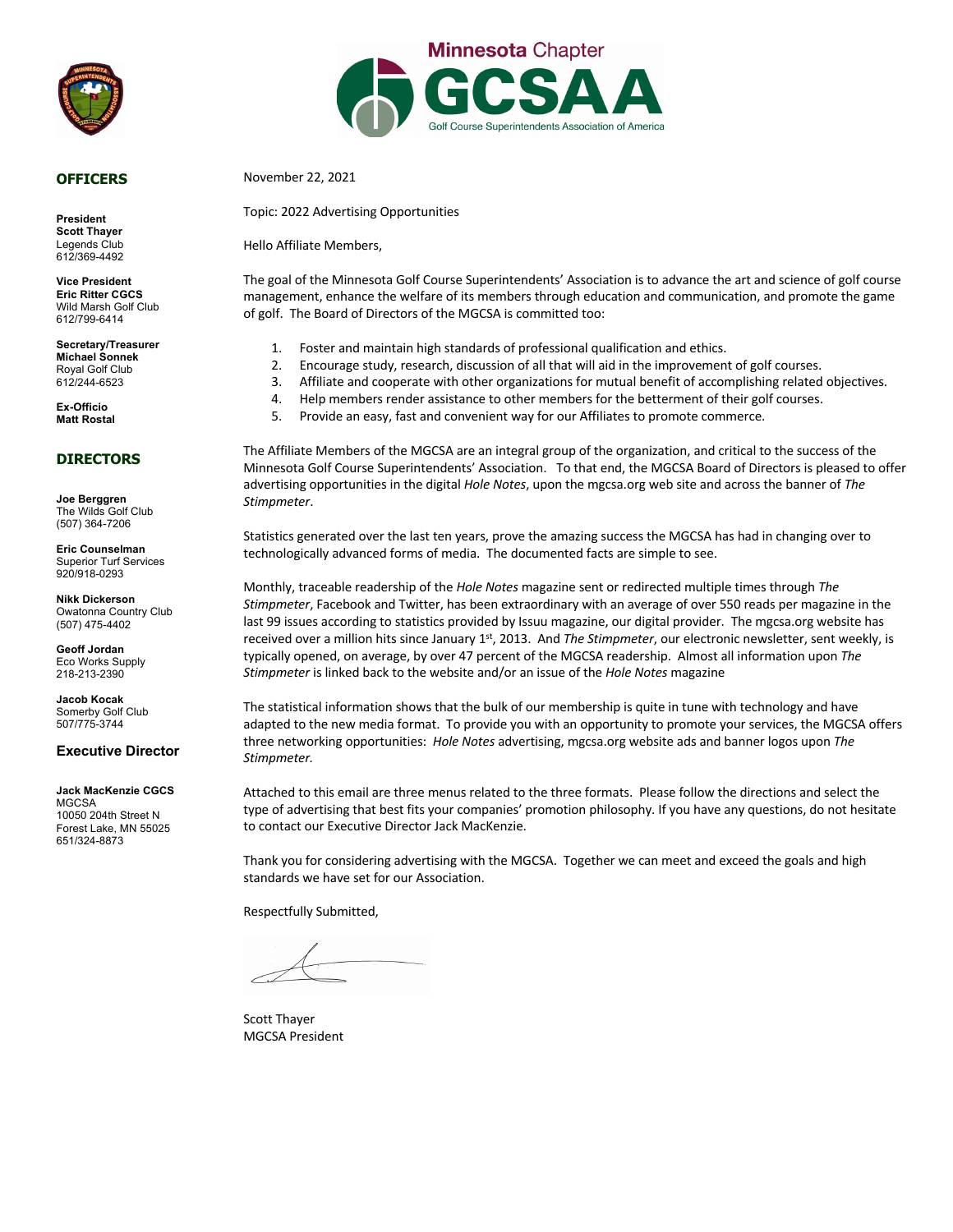Minnesota Chapter
GCSAA
Golf Course Superintendents Association of America

## OFFICERS

**President**
**Scott Thayer**
Legends Club
612/369-4492

**Vice President**
**Eric Ritter CGCS**
Wild Marsh Golf Club
612/799-6414

**Secretary/Treasurer**
**Michael Sonnek**
Royal Golf Club
612/244-6523

**Ex-Officio**
**Matt Rostal**

## DIRECTORS

**Joe Berggren**
The Wilds Golf Club
(507) 364-7206

**Eric Counselman**
Superior Turf Services
920/918-0293

**Nikk Dickerson**
Owatonna Country Club
(507) 475-4402

**Geoff Jordan**
Eco Works Supply
218-213-2390

**Jacob Kocak**
Somerby Golf Club
507/775-3744

## Executive Director

**Jack MacKenzie CGCS**
MGCSA
10050 204th Street N
Forest Lake, MN 55025
651/324-8873

November 22, 2021

Topic: 2022 Advertising Opportunities

Hello Affiliate Members,

The goal of the Minnesota Golf Course Superintendents' Association is to advance the art and science of golf course management, enhance the welfare of its members through education and communication, and promote the game of golf. The Board of Directors of the MGCSA is committed too:

1. Foster and maintain high standards of professional qualification and ethics.
2. Encourage study, research, discussion of all that will aid in the improvement of golf courses.
3. Affiliate and cooperate with other organizations for mutual benefit of accomplishing related objectives.
4. Help members render assistance to other members for the betterment of their golf courses.
5. Provide an easy, fast and convenient way for our Affiliates to promote commerce.

The Affiliate Members of the MGCSA are an integral group of the organization, and critical to the success of the Minnesota Golf Course Superintendents' Association. To that end, the MGCSA Board of Directors is pleased to offer advertising opportunities in the digital *Hole Notes*, upon the mgcsa.org web site and across the banner of *The Stimpmeter*.

Statistics generated over the last ten years, prove the amazing success the MGCSA has had in changing over to technologically advanced forms of media. The documented facts are simple to see.

Monthly, traceable readership of the *Hole Notes* magazine sent or redirected multiple times through *The Stimpmeter*, Facebook and Twitter, has been extraordinary with an average of over 550 reads per magazine in the last 99 issues according to statistics provided by Issuu magazine, our digital provider. The mgcsa.org website has received over a million hits since January 1st, 2013. And *The Stimpmeter*, our electronic newsletter, sent weekly, is typically opened, on average, by over 47 percent of the MGCSA readership. Almost all information upon *The Stimpmeter* is linked back to the website and/or an issue of the *Hole Notes* magazine

The statistical information shows that the bulk of our membership is quite in tune with technology and have adapted to the new media format. To provide you with an opportunity to promote your services, the MGCSA offers three networking opportunities: *Hole Notes* advertising, mgcsa.org website ads and banner logos upon *The Stimpmeter.*

Attached to this email are three menus related to the three formats. Please follow the directions and select the type of advertising that best fits your companies' promotion philosophy. If you have any questions, do not hesitate to contact our Executive Director Jack MacKenzie.

Thank you for considering advertising with the MGCSA. Together we can meet and exceed the goals and high standards we have set for our Association.

Respectfully Submitted,

Scott Thayer
MGCSA President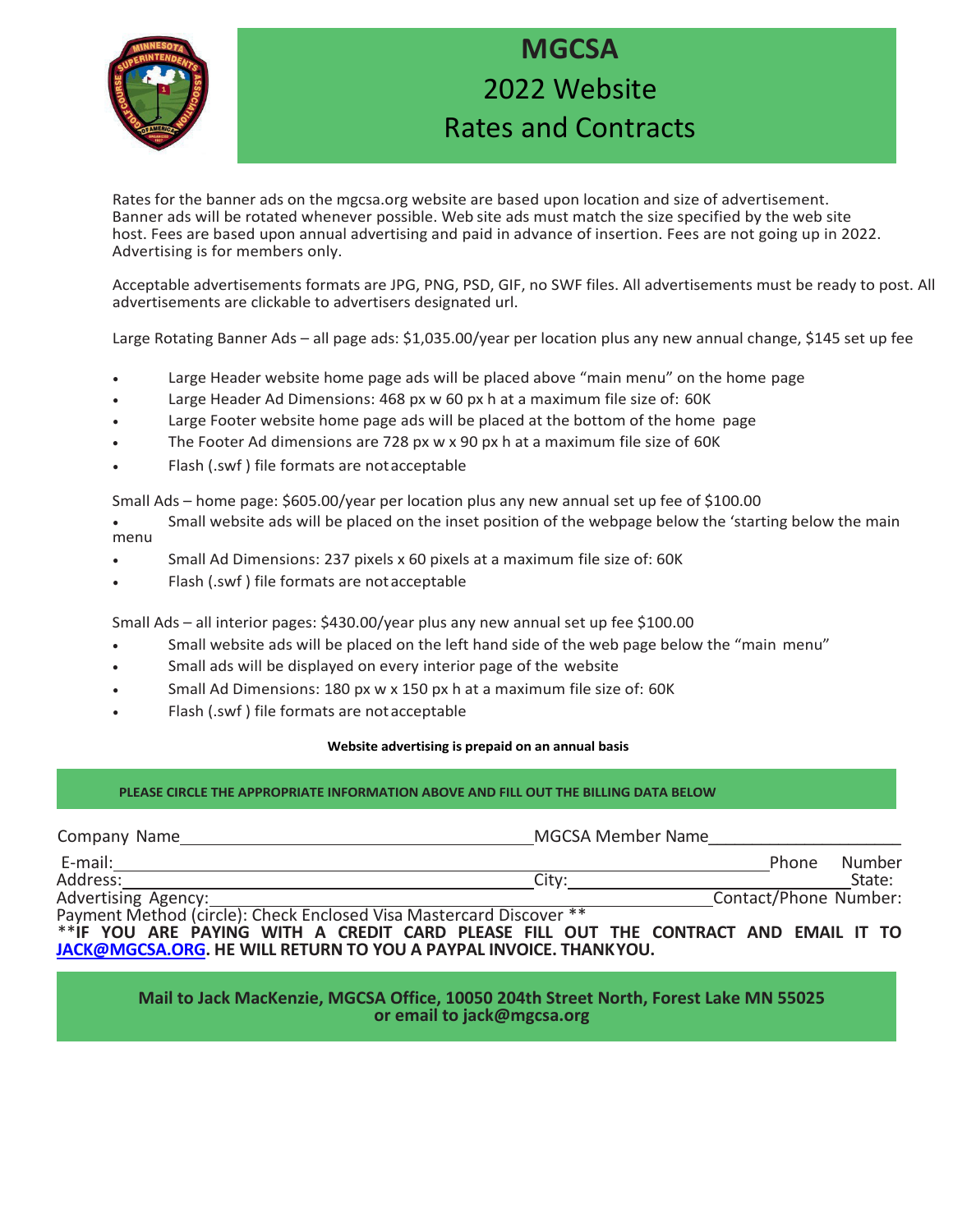# MGCSA
## 2022 Website
## Rates and Contracts

Rates for the banner ads on the mgcsa.org website are based upon location and size of advertisement. Banner ads will be rotated whenever possible. Web site ads must match the size specified by the web site host. Fees are based upon annual advertising and paid in advance of insertion. Fees are not going up in 2022. Advertising is for members only.

Acceptable advertisements formats are JPG, PNG, PSD, GIF, no SWF files. All advertisements must be ready to post. All advertisements are clickable to advertisers designated url.

Large Rotating Banner Ads – all page ads: $1,035.00/year per location plus any new annual change, $145 set up fee

- Large Header website home page ads will be placed above "main menu" on the home page
- Large Header Ad Dimensions: 468 px w 60 px h at a maximum file size of: 60K
- Large Footer website home page ads will be placed at the bottom of the home page
- The Footer Ad dimensions are 728 px w x 90 px h at a maximum file size of 60K
- Flash (.swf ) file formats are not acceptable

Small Ads – home page: $605.00/year per location plus any new annual set up fee of $100.00

- Small website ads will be placed on the inset position of the webpage below the 'starting below the main menu
- Small Ad Dimensions: 237 pixels x 60 pixels at a maximum file size of: 60K
- Flash (.swf ) file formats are not acceptable

Small Ads – all interior pages: $430.00/year plus any new annual set up fee $100.00

- Small website ads will be placed on the left hand side of the web page below the "main menu"
- Small ads will be displayed on every interior page of the website
- Small Ad Dimensions: 180 px w x 150 px h at a maximum file size of: 60K
- Flash (.swf ) file formats are not acceptable

**Website advertising is prepaid on an annual basis**

**PLEASE CIRCLE THE APPROPRIATE INFORMATION ABOVE AND FILL OUT THE BILLING DATA BELOW**

Company Name\_\_\_\_\_\_\_\_\_\_\_\_\_\_\_\_\_\_\_\_\_\_\_\_\_\_\_\_\_\_\_\_\_\_\_\_ MGCSA Member Name\_\_\_\_\_\_\_\_\_\_\_\_\_\_\_\_\_\_\_\_

E-mail:\_\_\_\_\_\_\_\_\_\_\_\_\_\_\_\_\_\_\_\_\_\_\_\_\_\_\_\_\_\_\_\_\_\_\_\_\_\_\_\_\_\_\_\_\_\_\_\_\_\_\_\_\_\_\_\_\_\_\_\_\_\_ Phone Number

Address:\_\_\_\_\_\_\_\_\_\_\_\_\_\_\_\_\_\_\_\_\_\_\_\_\_\_\_\_\_\_\_\_\_\_\_\_\_\_\_\_ City:\_\_\_\_\_\_\_\_\_\_\_\_\_\_\_\_\_\_\_\_\_\_\_\_\_\_\_\_ State:

Advertising Agency:\_\_\_\_\_\_\_\_\_\_\_\_\_\_\_\_\_\_\_\_\_\_\_\_\_\_\_\_\_\_\_\_\_\_\_\_\_\_\_\_\_\_\_\_\_\_\_\_\_\_ Contact/Phone Number:

Payment Method (circle): Check Enclosed Visa Mastercard Discover **

****IF YOU ARE PAYING WITH A CREDIT CARD PLEASE FILL OUT THE CONTRACT AND EMAIL IT TO JACK@MGCSA.ORG. HE WILL RETURN TO YOU A PAYPAL INVOICE. THANKYOU.**

**Mail to Jack MacKenzie, MGCSA Office, 10050 204th Street North, Forest Lake MN 55025**
**or email to jack@mgcsa.org**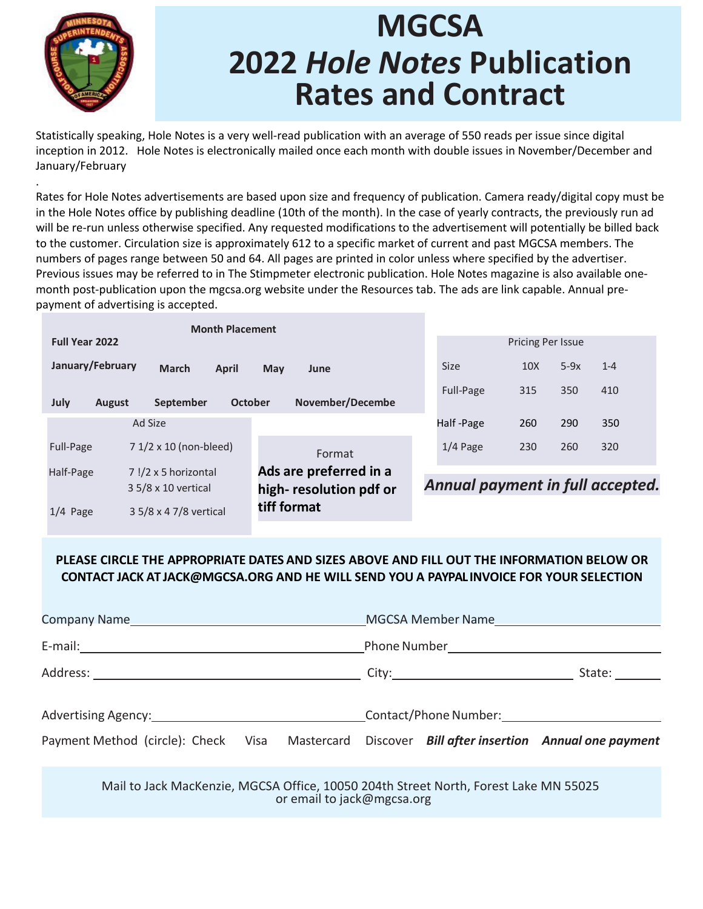# MGCSA 2022 *Hole Notes* Publication Rates and Contract

Statistically speaking, Hole Notes is a very well-read publication with an average of 550 reads per issue since digital inception in 2012. Hole Notes is electronically mailed once each month with double issues in November/December and January/February

.

Rates for Hole Notes advertisements are based upon size and frequency of publication. Camera ready/digital copy must be in the Hole Notes office by publishing deadline (10th of the month). In the case of yearly contracts, the previously run ad will be re-run unless otherwise specified. Any requested modifications to the advertisement will potentially be billed back to the customer. Circulation size is approximately 612 to a specific market of current and past MGCSA members. The numbers of pages range between 50 and 64. All pages are printed in color unless where specified by the advertiser. Previous issues may be referred to in The Stimpmeter electronic publication. Hole Notes magazine is also available one-month post-publication upon the mgcsa.org website under the Resources tab. The ads are link capable. Annual pre-payment of advertising is accepted.

**Month Placement**

**Full Year 2022**

**January/February** **March** **April** **May** **June**

**July** **August** **September** **October** **November/Decembe**

| Ad Size | |
|---|---|
| Full-Page | 7 1/2 x 10 (non-bleed) |
| Half-Page | 7 !/2 x 5 horizontal<br>3 5/8 x 10 vertical |
| 1/4 Page | 3 5/8 x 4 7/8 vertical |

Format

**Ads are preferred in a high- resolution pdf or tiff format**

Pricing Per Issue

| Size | 10X | 5-9x | 1-4 |
|---|---|---|---|
| Full-Page | 315 | 350 | 410 |
| Half -Page | 260 | 290 | 350 |
| 1/4 Page | 230 | 260 | 320 |

***Annual payment in full accepted.***

**PLEASE CIRCLE THE APPROPRIATE DATES AND SIZES ABOVE AND FILL OUT THE INFORMATION BELOW OR CONTACT JACK AT JACK@MGCSA.ORG AND HE WILL SEND YOU A PAYPAL INVOICE FOR YOUR SELECTION**

Company Name\_\_\_\_\_\_\_\_\_\_\_\_\_\_\_\_ MGCSA Member Name\_\_\_\_\_\_\_\_\_\_\_\_\_\_\_\_

E-mail:\_\_\_\_\_\_\_\_\_\_\_\_\_\_\_\_ Phone Number\_\_\_\_\_\_\_\_\_\_\_\_\_\_\_\_

Address: \_\_\_\_\_\_\_\_\_\_\_\_\_\_\_\_ City:\_\_\_\_\_\_\_\_\_\_\_\_\_\_\_\_ State: \_\_\_\_\_\_\_\_

Advertising Agency:\_\_\_\_\_\_\_\_\_\_\_\_\_\_\_\_ Contact/Phone Number:\_\_\_\_\_\_\_\_\_\_\_\_\_\_\_\_

Payment Method (circle): Check Visa Mastercard Discover ***Bill after insertion*** ***Annual one payment***

Mail to Jack MacKenzie, MGCSA Office, 10050 204th Street North, Forest Lake MN 55025
or email to jack@mgcsa.org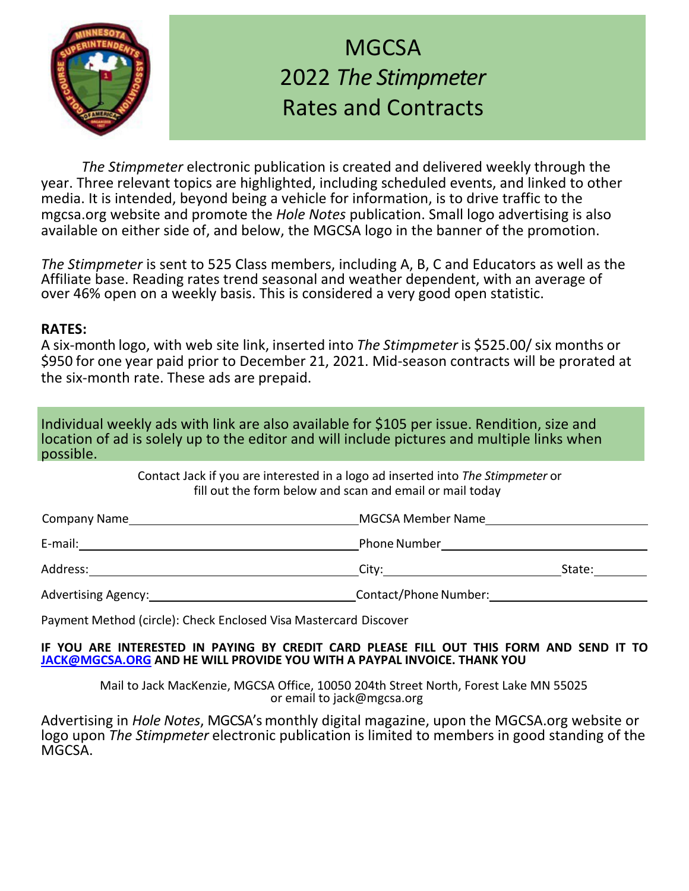# MGCSA
# 2022 *The Stimpmeter*
# Rates and Contracts

*The Stimpmeter* electronic publication is created and delivered weekly through the year. Three relevant topics are highlighted, including scheduled events, and linked to other media. It is intended, beyond being a vehicle for information, is to drive traffic to the mgcsa.org website and promote the *Hole Notes* publication. Small logo advertising is also available on either side of, and below, the MGCSA logo in the banner of the promotion.

*The Stimpmeter* is sent to 525 Class members, including A, B, C and Educators as well as the Affiliate base. Reading rates trend seasonal and weather dependent, with an average of over 46% open on a weekly basis. This is considered a very good open statistic.

**RATES:**
A six-month logo, with web site link, inserted into *The Stimpmeter* is $525.00/ six months or $950 for one year paid prior to December 21, 2021. Mid-season contracts will be prorated at the six-month rate. These ads are prepaid.

Individual weekly ads with link are also available for $105 per issue. Rendition, size and location of ad is solely up to the editor and will include pictures and multiple links when possible.

Contact Jack if you are interested in a logo ad inserted into *The Stimpmeter* or fill out the form below and scan and email or mail today

Company Name________________________ MGCSA Member Name________________________

E-mail:________________________ Phone Number________________________

Address:________________________ City:________________ State:________

Advertising Agency:________________________ Contact/Phone Number:________________________

Payment Method (circle): Check Enclosed Visa Mastercard Discover

**IF YOU ARE INTERESTED IN PAYING BY CREDIT CARD PLEASE FILL OUT THIS FORM AND SEND IT TO JACK@MGCSA.ORG AND HE WILL PROVIDE YOU WITH A PAYPAL INVOICE. THANK YOU**

Mail to Jack MacKenzie, MGCSA Office, 10050 204th Street North, Forest Lake MN 55025
or email to jack@mgcsa.org

Advertising in *Hole Notes*, MGCSA's monthly digital magazine, upon the MGCSA.org website or logo upon *The Stimpmeter* electronic publication is limited to members in good standing of the MGCSA.